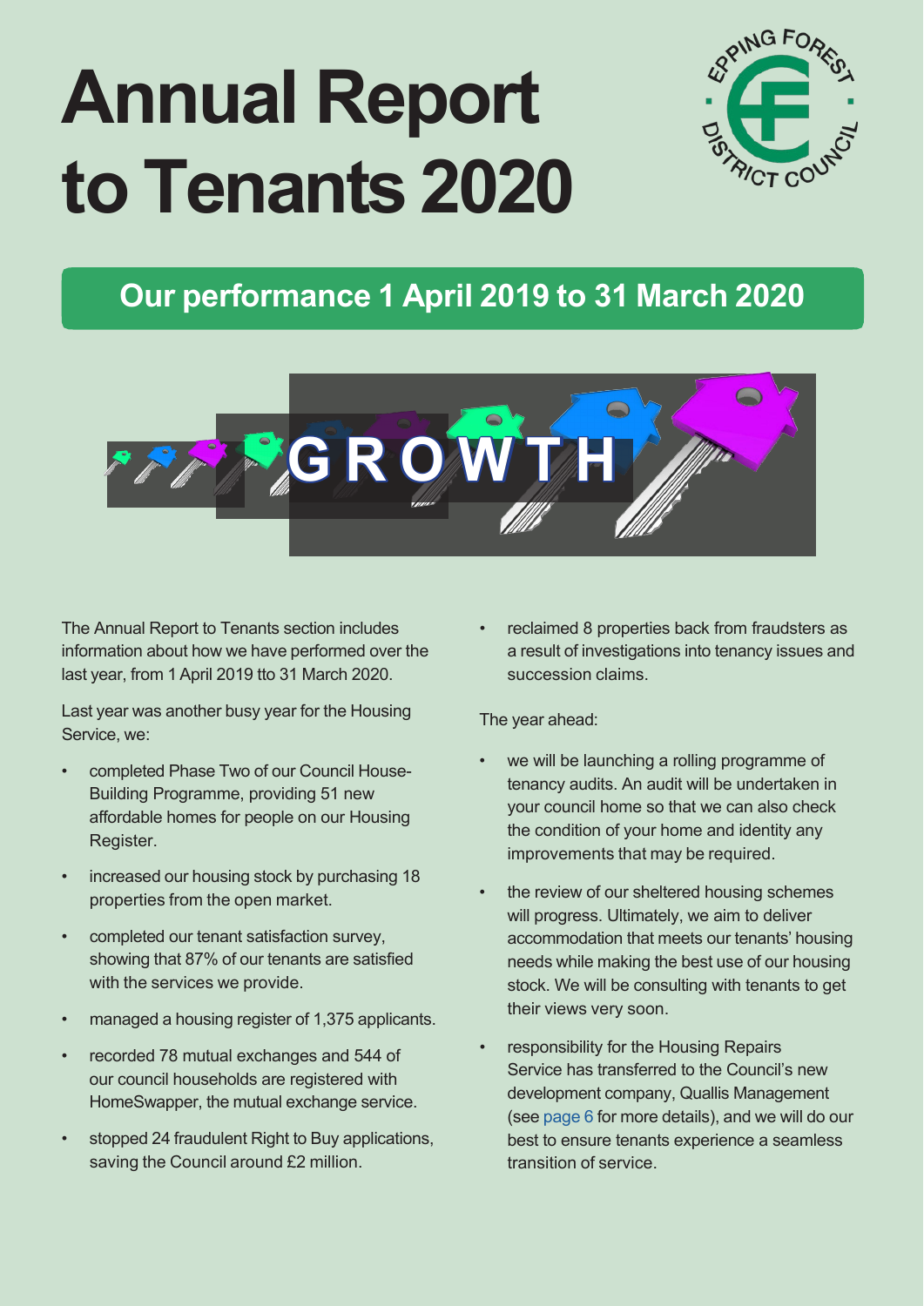# Annual Report to Tenants 2020

## Our performance 1 April 2019 to 31 March 2020

The Annual Report to Tenants section includes information about how we have performed over the last year, from 1 April 2019 tto 31 March 2020.

Last year was another busy year for the Housing Service, we:

- completed Phase Two of our Council House-Building Programme, providing 51 new affordable homes for people on our Housing Register.
- increased our housing stock by purchasing 18 properties from the open market.
- completed our tenant satisfaction survey, showing that 87% of our tenants are satisfied with the services we provide.
- managed a housing register of 1,375 applicants.
- recorded 78 mutual exchanges and 544 of our council households are registered with HomeSwapper, the mutual exchange service.
- stopped 24 fraudulent Right to Buy applications, saving the Council around £2 million.
- reclaimed 8 properties back from fraudsters as a result of investigations into tenancy issues and succession claims.

The year ahead:

- we will be launching a rolling programme of tenancy audits. An audit will be undertaken in your council home so that we can also check the condition of your home and identity any improvements that may be required.
- the review of our sheltered housing schemes will progress. Ultimately, we aim to deliver accommodation that meets our tenants' housing needs while making the best use of our housing stock. We will be consulting with tenants to get their views very soon.
- responsibility for the Housing Repairs Service has transferred to the Council's new development company, Qualis Management (see page 6 for more details), and we will do our best to ensure tenants experience a seamless transition of service.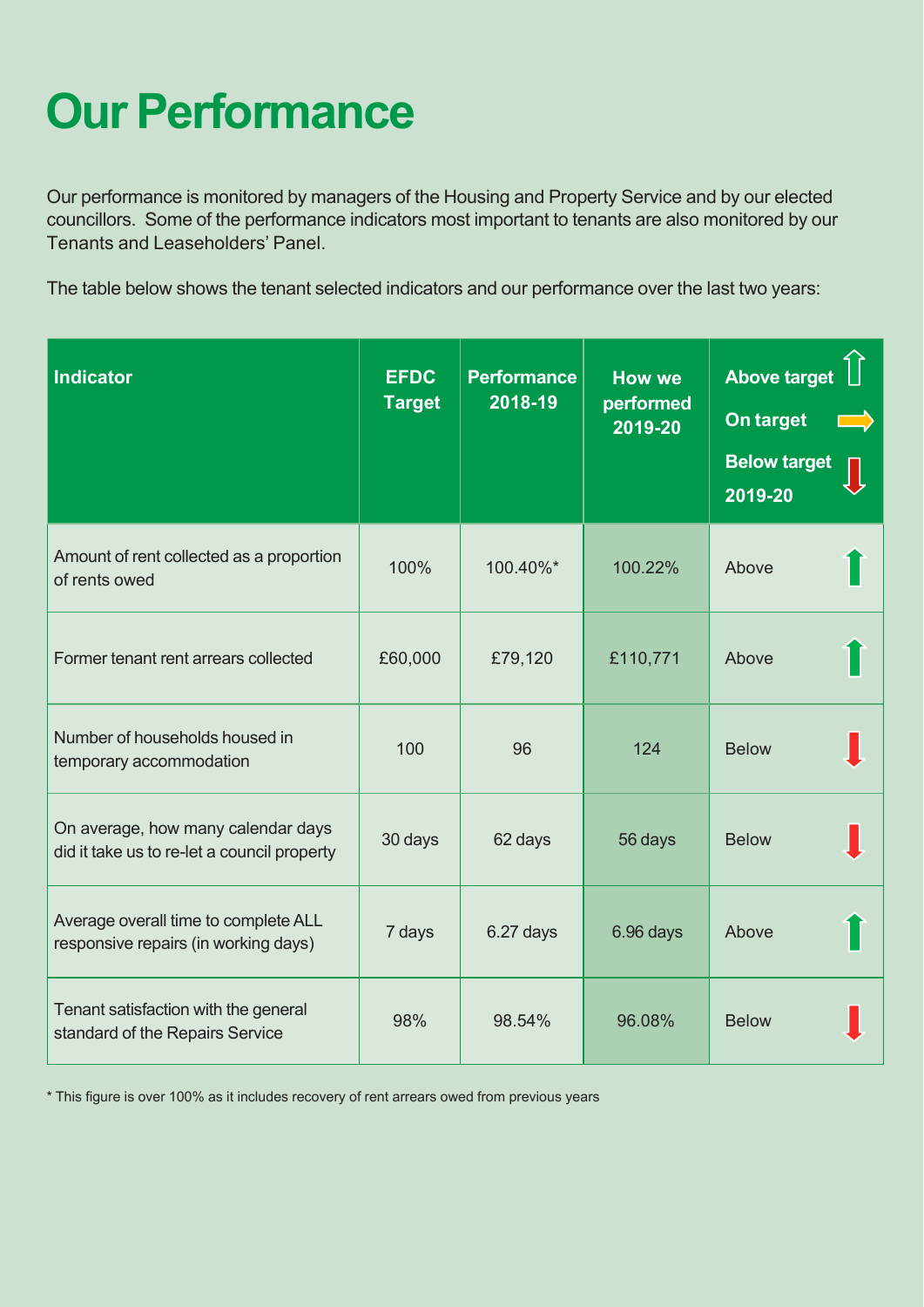# Our Performance

Our performance is monitored by managers of the Housing and Property Service and by our elected councillors. Some of the performance indicators most important to tenants are also monitored by our Tenants and Leaseholders' Panel.

The table below shows the tenant selected indicators and our performance over the last two years:

| Indicator | EFDC Target | Performance 2018-19 | How we performed 2019-20 | Above target ⇧ / On target ⇨ / Below target ⇩ 2019-20 |
|---|---|---|---|---|
| Amount of rent collected as a proportion of rents owed | 100% | 100.40%* | 100.22% | Above ⇧ |
| Former tenant rent arrears collected | £60,000 | £79,120 | £110,771 | Above ⇧ |
| Number of households housed in temporary accommodation | 100 | 96 | 124 | Below ⇩ |
| On average, how many calendar days did it take us to re-let a council property | 30 days | 62 days | 56 days | Below ⇩ |
| Average overall time to complete ALL responsive repairs (in working days) | 7 days | 6.27 days | 6.96 days | Above ⇧ |
| Tenant satisfaction with the general standard of the Repairs Service | 98% | 98.54% | 96.08% | Below ⇩ |

* This figure is over 100% as it includes recovery of rent arrears owed from previous years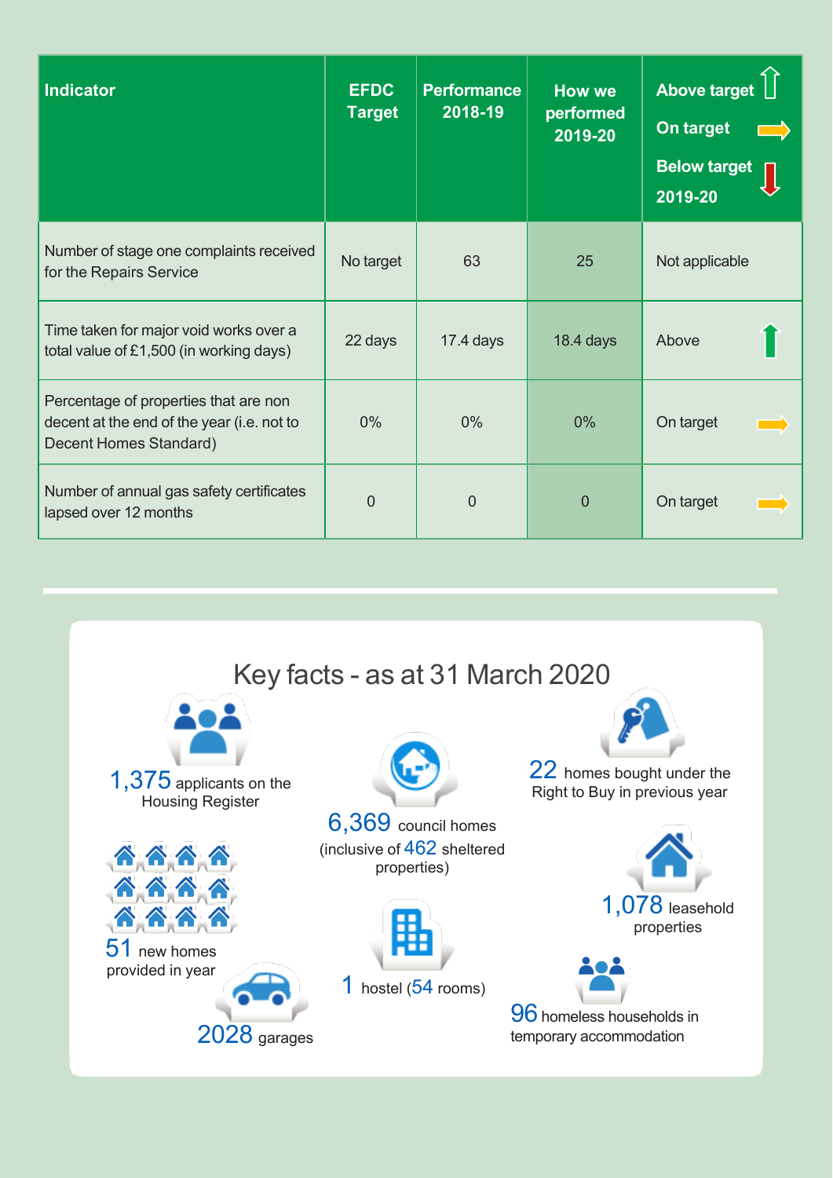| Indicator | EFDC Target | Performance 2018-19 | How we performed 2019-20 | Above target / On target / Below target 2019-20 |
| --- | --- | --- | --- | --- |
| Number of stage one complaints received for the Repairs Service | No target | 63 | 25 | Not applicable |
| Time taken for major void works over a total value of £1,500 (in working days) | 22 days | 17.4 days | 18.4 days | Above |
| Percentage of properties that are non decent at the end of the year (i.e. not to Decent Homes Standard) | 0% | 0% | 0% | On target |
| Number of annual gas safety certificates lapsed over 12 months | 0 | 0 | 0 | On target |

## Key facts - as at 31 March 2020

- **1,375** applicants on the Housing Register
- **6,369** council homes (inclusive of **462** sheltered properties)
- **22** homes bought under the Right to Buy in previous year
- **51** new homes provided in year
- **1,078** leasehold properties
- **1** hostel (**54** rooms)
- **2028** garages
- **96** homeless households in temporary accommodation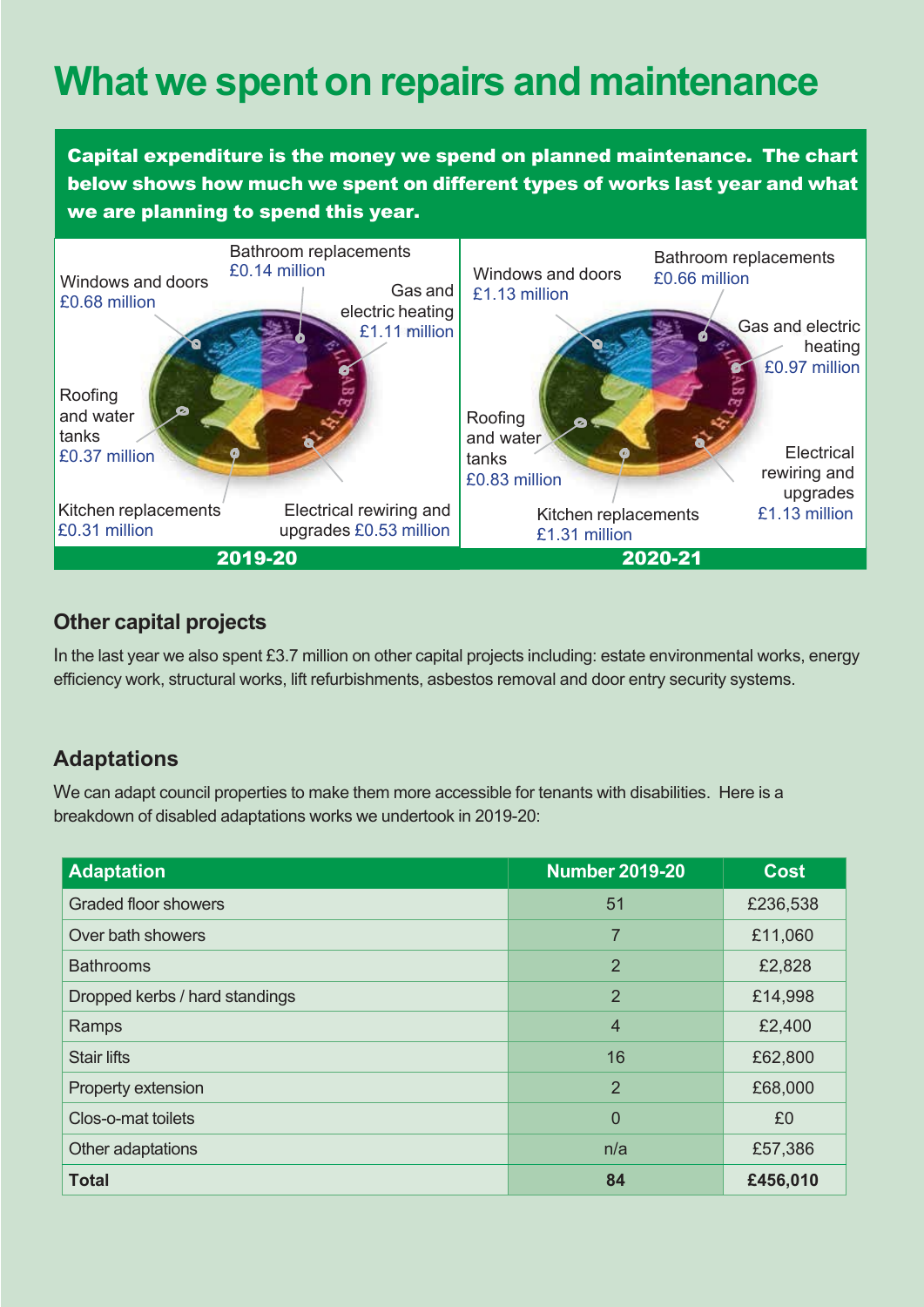# What we spent on repairs and maintenance

**Capital expenditure is the money we spend on planned maintenance. The chart below shows how much we spent on different types of works last year and what we are planning to spend this year.**

Windows and doors £0.68 million
Bathroom replacements £0.14 million
Gas and electric heating £1.11 million
Roofing and water tanks £0.37 million
Kitchen replacements £0.31 million
Electrical rewiring and upgrades £0.53 million
2019-20

Windows and doors £1.13 million
Bathroom replacements £0.66 million
Gas and electric heating £0.97 million
Roofing and water tanks £0.83 million
Kitchen replacements £1.31 million
Electrical rewiring and upgrades £1.13 million
2020-21

## Other capital projects

In the last year we also spent £3.7 million on other capital projects including: estate environmental works, energy efficiency work, structural works, lift refurbishments, asbestos removal and door entry security systems.

## Adaptations

We can adapt council properties to make them more accessible for tenants with disabilities. Here is a breakdown of disabled adaptations works we undertook in 2019-20:

| Adaptation | Number 2019-20 | Cost |
|---|---|---|
| Graded floor showers | 51 | £236,538 |
| Over bath showers | 7 | £11,060 |
| Bathrooms | 2 | £2,828 |
| Dropped kerbs / hard standings | 2 | £14,998 |
| Ramps | 4 | £2,400 |
| Stair lifts | 16 | £62,800 |
| Property extension | 2 | £68,000 |
| Clos-o-mat toilets | 0 | £0 |
| Other adaptations | n/a | £57,386 |
| **Total** | **84** | **£456,010** |